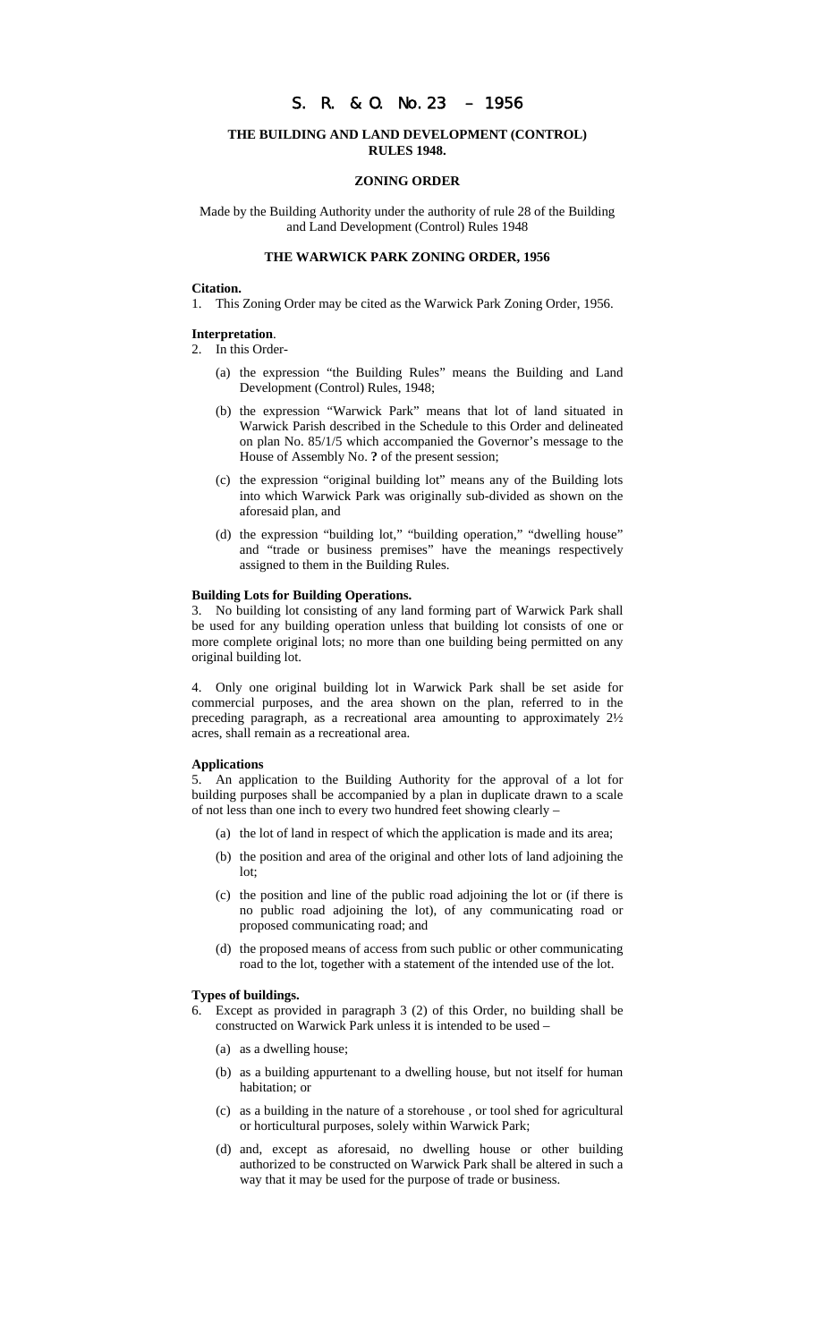# S. R. & O. No. 23 – 1956

## THE BUILDING AND LAND DEVELOPMENT (CONTROL) RULES 1948.

### ZONING ORDER

Made by the Building Authority under the authority of rule 28 of the Building and Land Development (Control) Rules 1948

### THE WARWICK PARK ZONING ORDER, 1956

**Citation.**

1. This Zoning Order may be cited as the Warwick Park Zoning Order, 1956.

**Interpretation**.

2. In this Order-

   (a) the expression "the Building Rules" means the Building and Land Development (Control) Rules, 1948;

   (b) the expression "Warwick Park" means that lot of land situated in Warwick Parish described in the Schedule to this Order and delineated on plan No. 85/1/5 which accompanied the Governor's message to the House of Assembly No. **?** of the present session;

   (c) the expression "original building lot" means any of the Building lots into which Warwick Park was originally sub-divided as shown on the aforesaid plan, and

   (d) the expression "building lot," "building operation," "dwelling house" and "trade or business premises" have the meanings respectively assigned to them in the Building Rules.

**Building Lots for Building Operations.**

3. No building lot consisting of any land forming part of Warwick Park shall be used for any building operation unless that building lot consists of one or more complete original lots; no more than one building being permitted on any original building lot.

4. Only one original building lot in Warwick Park shall be set aside for commercial purposes, and the area shown on the plan, referred to in the preceding paragraph, as a recreational area amounting to approximately 2½ acres, shall remain as a recreational area.

**Applications**

5. An application to the Building Authority for the approval of a lot for building purposes shall be accompanied by a plan in duplicate drawn to a scale of not less than one inch to every two hundred feet showing clearly –

   (a) the lot of land in respect of which the application is made and its area;

   (b) the position and area of the original and other lots of land adjoining the lot;

   (c) the position and line of the public road adjoining the lot or (if there is no public road adjoining the lot), of any communicating road or proposed communicating road; and

   (d) the proposed means of access from such public or other communicating road to the lot, together with a statement of the intended use of the lot.

**Types of buildings.**

6. Except as provided in paragraph 3 (2) of this Order, no building shall be constructed on Warwick Park unless it is intended to be used –

   (a) as a dwelling house;

   (b) as a building appurtenant to a dwelling house, but not itself for human habitation; or

   (c) as a building in the nature of a storehouse , or tool shed for agricultural or horticultural purposes, solely within Warwick Park;

   (d) and, except as aforesaid, no dwelling house or other building authorized to be constructed on Warwick Park shall be altered in such a way that it may be used for the purpose of trade or business.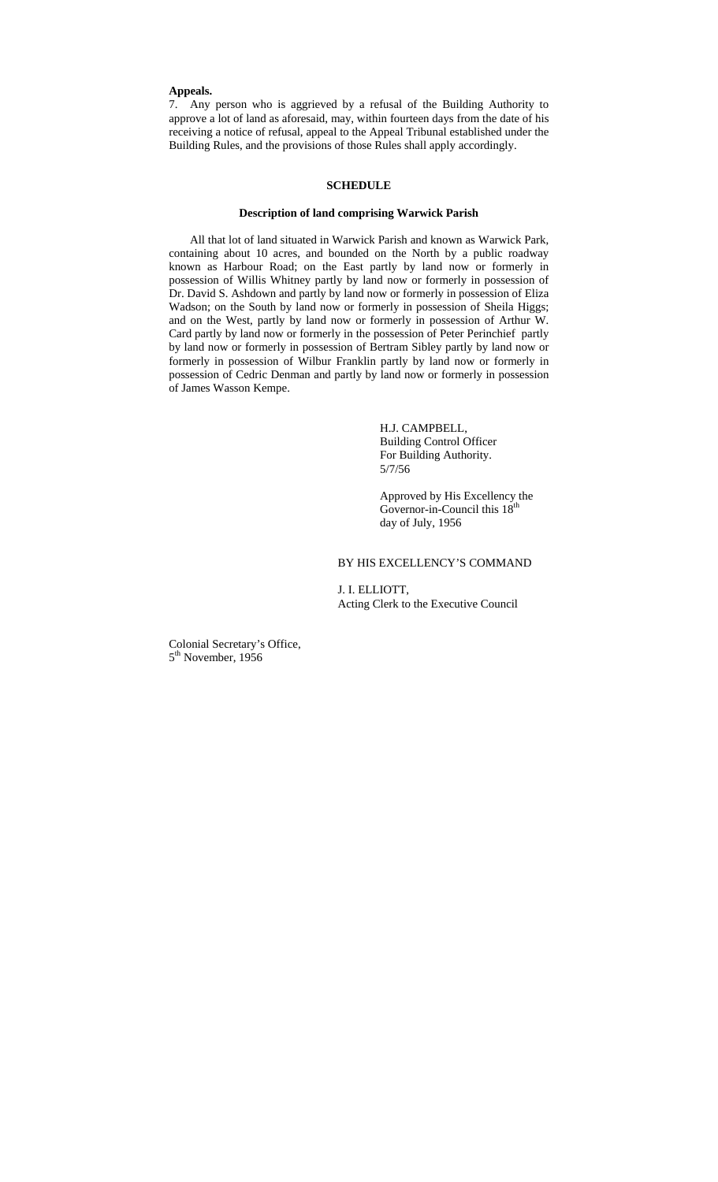**Appeals.**

7. Any person who is aggrieved by a refusal of the Building Authority to approve a lot of land as aforesaid, may, within fourteen days from the date of his receiving a notice of refusal, appeal to the Appeal Tribunal established under the Building Rules, and the provisions of those Rules shall apply accordingly.

## SCHEDULE

### Description of land comprising Warwick Parish

All that lot of land situated in Warwick Parish and known as Warwick Park, containing about 10 acres, and bounded on the North by a public roadway known as Harbour Road; on the East partly by land now or formerly in possession of Willis Whitney partly by land now or formerly in possession of Dr. David S. Ashdown and partly by land now or formerly in possession of Eliza Wadson; on the South by land now or formerly in possession of Sheila Higgs; and on the West, partly by land now or formerly in possession of Arthur W. Card partly by land now or formerly in the possession of Peter Perinchief partly by land now or formerly in possession of Bertram Sibley partly by land now or formerly in possession of Wilbur Franklin partly by land now or formerly in possession of Cedric Denman and partly by land now or formerly in possession of James Wasson Kempe.

H.J. CAMPBELL,
Building Control Officer
For Building Authority.
5/7/56

Approved by His Excellency the Governor-in-Council this 18th day of July, 1956

BY HIS EXCELLENCY'S COMMAND

J. I. ELLIOTT,
Acting Clerk to the Executive Council

Colonial Secretary's Office,
5th November, 1956